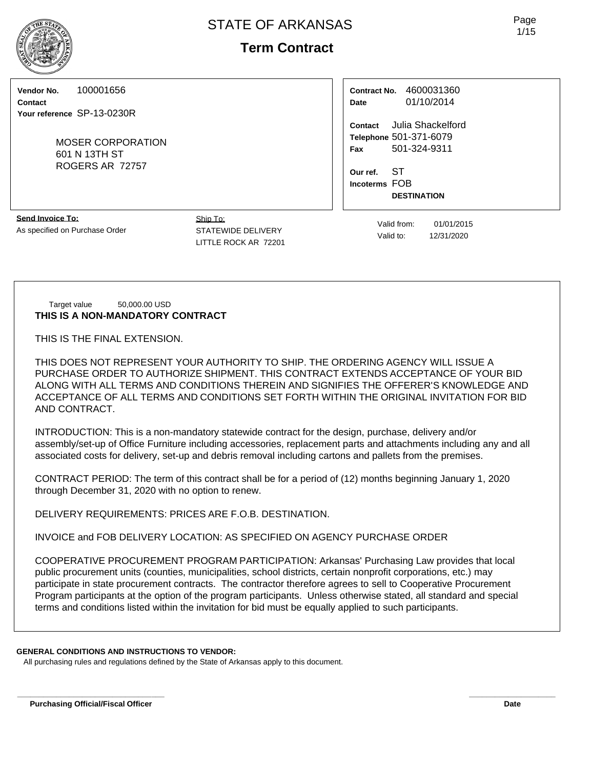# STATE OF ARKANSAS

## Term Contract

**Vendor No.** 100001656
**Contact**
**Your reference** SP-13-0230R

MOSER CORPORATION
601 N 13TH ST
ROGERS AR 72757

**Contract No.** 4600031360
**Date** 01/10/2014

**Contact** Julia Shackelford
**Telephone** 501-371-6079
**Fax** 501-324-9311

**Our ref.** ST
**Incoterms** FOB
**DESTINATION**

**Send Invoice To:**
As specified on Purchase Order

Ship To:
STATEWIDE DELIVERY
LITTLE ROCK AR 72201

Valid from: 01/01/2015
Valid to: 12/31/2020

Target value 50,000.00 USD

**THIS IS A NON-MANDATORY CONTRACT**

THIS IS THE FINAL EXTENSION.

THIS DOES NOT REPRESENT YOUR AUTHORITY TO SHIP. THE ORDERING AGENCY WILL ISSUE A PURCHASE ORDER TO AUTHORIZE SHIPMENT. THIS CONTRACT EXTENDS ACCEPTANCE OF YOUR BID ALONG WITH ALL TERMS AND CONDITIONS THEREIN AND SIGNIFIES THE OFFERER'S KNOWLEDGE AND ACCEPTANCE OF ALL TERMS AND CONDITIONS SET FORTH WITHIN THE ORIGINAL INVITATION FOR BID AND CONTRACT.

INTRODUCTION: This is a non-mandatory statewide contract for the design, purchase, delivery and/or assembly/set-up of Office Furniture including accessories, replacement parts and attachments including any and all associated costs for delivery, set-up and debris removal including cartons and pallets from the premises.

CONTRACT PERIOD: The term of this contract shall be for a period of (12) months beginning January 1, 2020 through December 31, 2020 with no option to renew.

DELIVERY REQUIREMENTS: PRICES ARE F.O.B. DESTINATION.

INVOICE and FOB DELIVERY LOCATION: AS SPECIFIED ON AGENCY PURCHASE ORDER

COOPERATIVE PROCUREMENT PROGRAM PARTICIPATION: Arkansas' Purchasing Law provides that local public procurement units (counties, municipalities, school districts, certain nonprofit corporations, etc.) may participate in state procurement contracts. The contractor therefore agrees to sell to Cooperative Procurement Program participants at the option of the program participants. Unless otherwise stated, all standard and special terms and conditions listed within the invitation for bid must be equally applied to such participants.

**GENERAL CONDITIONS AND INSTRUCTIONS TO VENDOR:**
All purchasing rules and regulations defined by the State of Arkansas apply to this document.

**Purchasing Official/Fiscal Officer** **Date**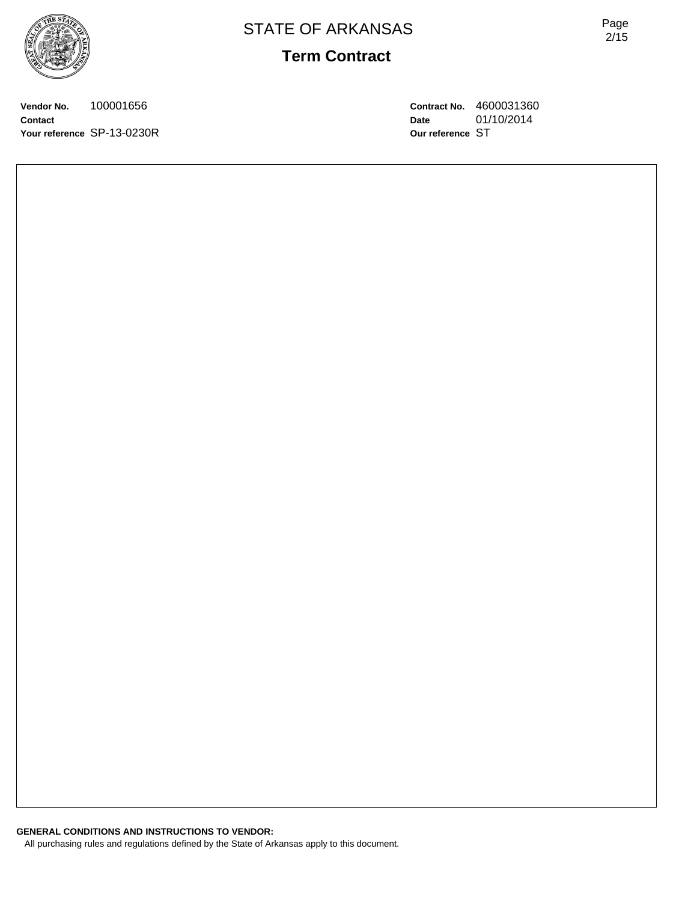# STATE OF ARKANSAS

## Term Contract

**Vendor No.** 100001656
**Contact**
**Your reference** SP-13-0230R

**Contract No.** 4600031360
**Date** 01/10/2014
**Our reference** ST

**GENERAL CONDITIONS AND INSTRUCTIONS TO VENDOR:**

All purchasing rules and regulations defined by the State of Arkansas apply to this document.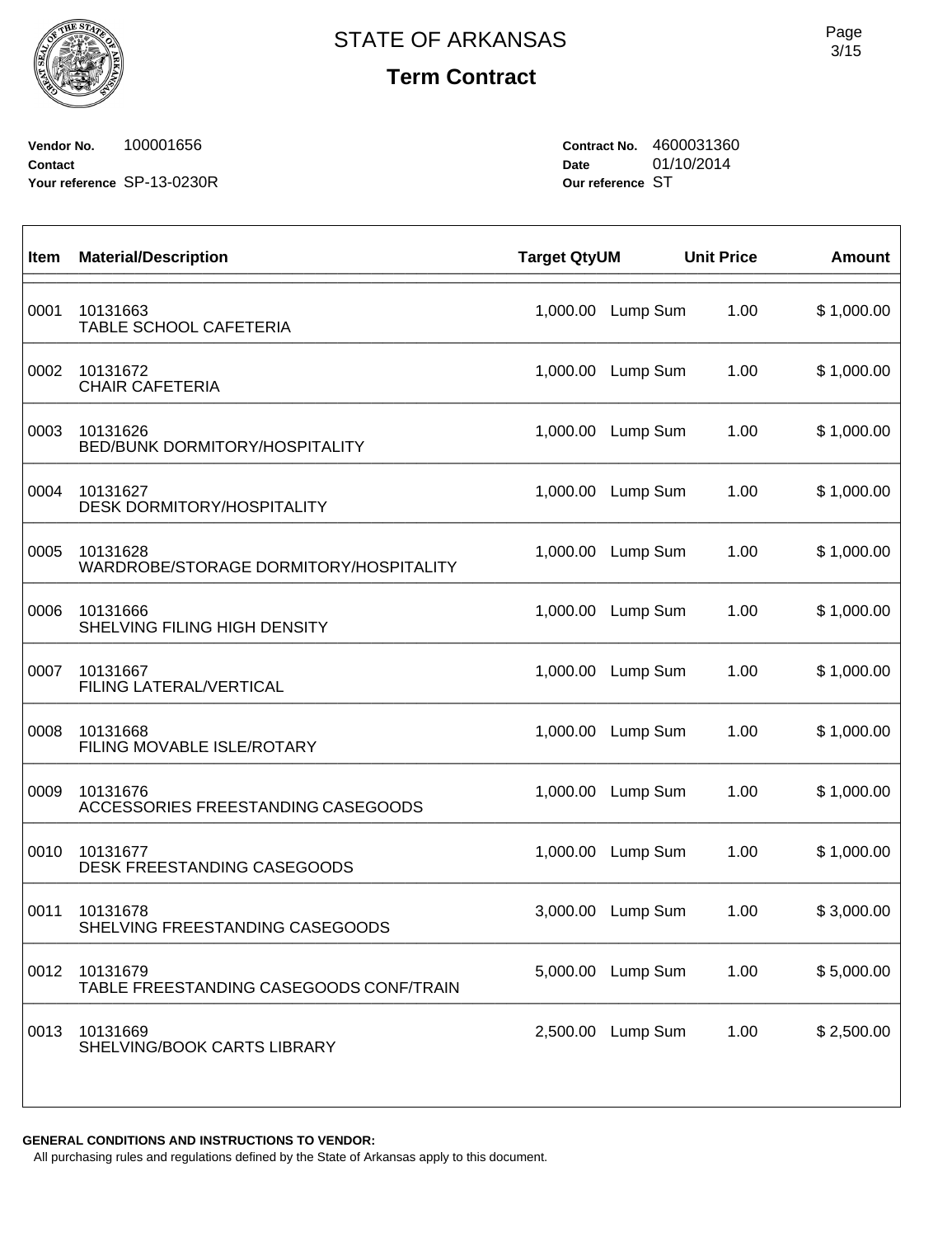# STATE OF ARKANSAS

## Term Contract

**Vendor No.** 100001656
**Contact**
**Your reference** SP-13-0230R

**Contract No.** 4600031360
**Date** 01/10/2014
**Our reference** ST

| Item | Material/Description | Target Qty | UM | Unit Price | Amount |
|---|---|---|---|---|---|
| 0001 | 10131663<br>TABLE SCHOOL CAFETERIA | 1,000.00 | Lump Sum | 1.00 | $ 1,000.00 |
| 0002 | 10131672<br>CHAIR CAFETERIA | 1,000.00 | Lump Sum | 1.00 | $ 1,000.00 |
| 0003 | 10131626<br>BED/BUNK DORMITORY/HOSPITALITY | 1,000.00 | Lump Sum | 1.00 | $ 1,000.00 |
| 0004 | 10131627<br>DESK DORMITORY/HOSPITALITY | 1,000.00 | Lump Sum | 1.00 | $ 1,000.00 |
| 0005 | 10131628<br>WARDROBE/STORAGE DORMITORY/HOSPITALITY | 1,000.00 | Lump Sum | 1.00 | $ 1,000.00 |
| 0006 | 10131666<br>SHELVING FILING HIGH DENSITY | 1,000.00 | Lump Sum | 1.00 | $ 1,000.00 |
| 0007 | 10131667<br>FILING LATERAL/VERTICAL | 1,000.00 | Lump Sum | 1.00 | $ 1,000.00 |
| 0008 | 10131668<br>FILING MOVABLE ISLE/ROTARY | 1,000.00 | Lump Sum | 1.00 | $ 1,000.00 |
| 0009 | 10131676<br>ACCESSORIES FREESTANDING CASEGOODS | 1,000.00 | Lump Sum | 1.00 | $ 1,000.00 |
| 0010 | 10131677<br>DESK FREESTANDING CASEGOODS | 1,000.00 | Lump Sum | 1.00 | $ 1,000.00 |
| 0011 | 10131678<br>SHELVING FREESTANDING CASEGOODS | 3,000.00 | Lump Sum | 1.00 | $ 3,000.00 |
| 0012 | 10131679<br>TABLE FREESTANDING CASEGOODS CONF/TRAIN | 5,000.00 | Lump Sum | 1.00 | $ 5,000.00 |
| 0013 | 10131669<br>SHELVING/BOOK CARTS LIBRARY | 2,500.00 | Lump Sum | 1.00 | $ 2,500.00 |

**GENERAL CONDITIONS AND INSTRUCTIONS TO VENDOR:**

All purchasing rules and regulations defined by the State of Arkansas apply to this document.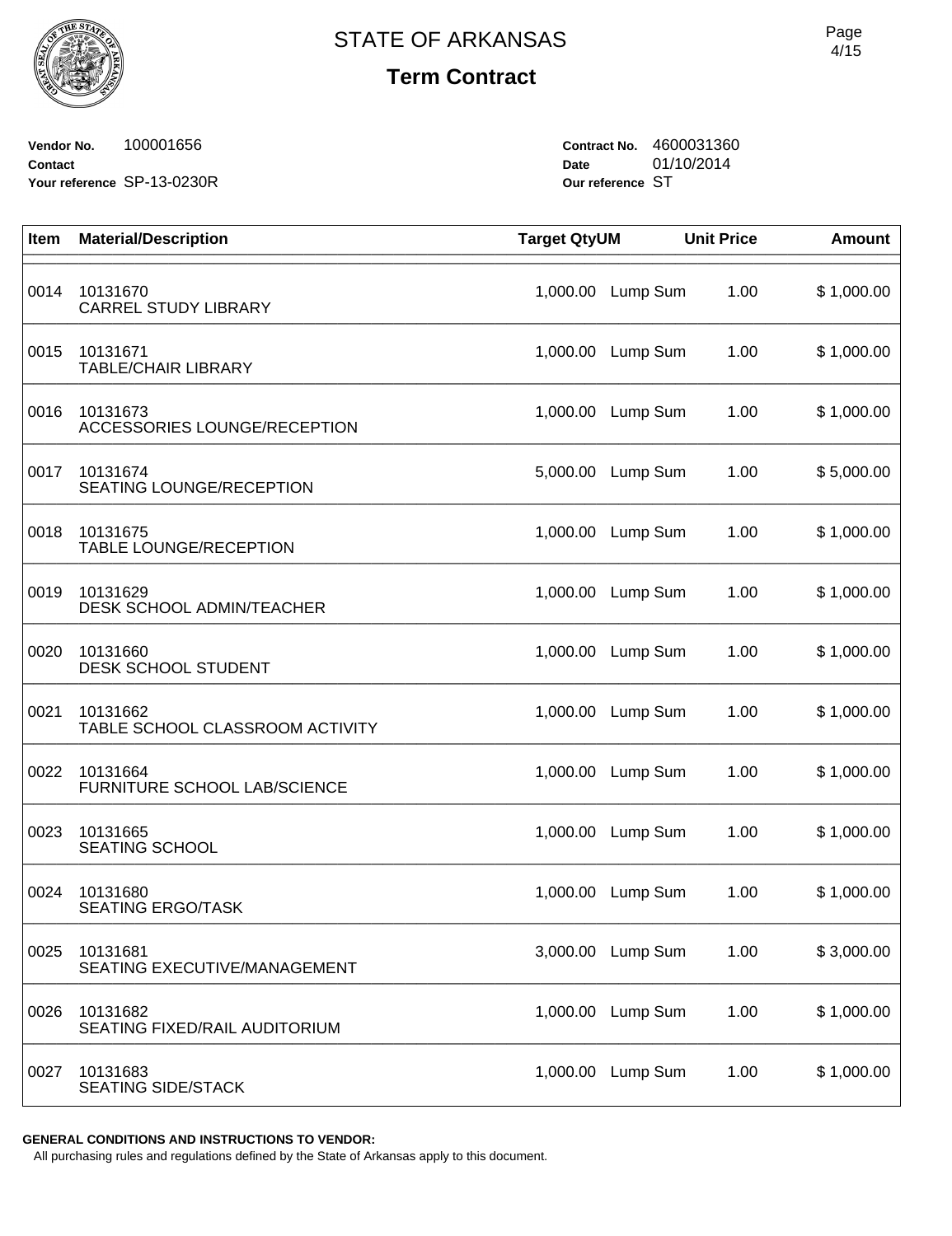# STATE OF ARKANSAS

## Term Contract

**Vendor No.** 100001656
**Contact**
**Your reference** SP-13-0230R

**Contract No.** 4600031360
**Date** 01/10/2014
**Our reference** ST

| Item | Material/Description | Target Qty | UM | Unit Price | Amount |
|---|---|---|---|---|---|
| 0014 | 10131670<br>CARREL STUDY LIBRARY | 1,000.00 | Lump Sum | 1.00 | $ 1,000.00 |
| 0015 | 10131671<br>TABLE/CHAIR LIBRARY | 1,000.00 | Lump Sum | 1.00 | $ 1,000.00 |
| 0016 | 10131673<br>ACCESSORIES LOUNGE/RECEPTION | 1,000.00 | Lump Sum | 1.00 | $ 1,000.00 |
| 0017 | 10131674<br>SEATING LOUNGE/RECEPTION | 5,000.00 | Lump Sum | 1.00 | $ 5,000.00 |
| 0018 | 10131675<br>TABLE LOUNGE/RECEPTION | 1,000.00 | Lump Sum | 1.00 | $ 1,000.00 |
| 0019 | 10131629<br>DESK SCHOOL ADMIN/TEACHER | 1,000.00 | Lump Sum | 1.00 | $ 1,000.00 |
| 0020 | 10131660<br>DESK SCHOOL STUDENT | 1,000.00 | Lump Sum | 1.00 | $ 1,000.00 |
| 0021 | 10131662<br>TABLE SCHOOL CLASSROOM ACTIVITY | 1,000.00 | Lump Sum | 1.00 | $ 1,000.00 |
| 0022 | 10131664<br>FURNITURE SCHOOL LAB/SCIENCE | 1,000.00 | Lump Sum | 1.00 | $ 1,000.00 |
| 0023 | 10131665<br>SEATING SCHOOL | 1,000.00 | Lump Sum | 1.00 | $ 1,000.00 |
| 0024 | 10131680<br>SEATING ERGO/TASK | 1,000.00 | Lump Sum | 1.00 | $ 1,000.00 |
| 0025 | 10131681<br>SEATING EXECUTIVE/MANAGEMENT | 3,000.00 | Lump Sum | 1.00 | $ 3,000.00 |
| 0026 | 10131682<br>SEATING FIXED/RAIL AUDITORIUM | 1,000.00 | Lump Sum | 1.00 | $ 1,000.00 |
| 0027 | 10131683<br>SEATING SIDE/STACK | 1,000.00 | Lump Sum | 1.00 | $ 1,000.00 |

**GENERAL CONDITIONS AND INSTRUCTIONS TO VENDOR:**
All purchasing rules and regulations defined by the State of Arkansas apply to this document.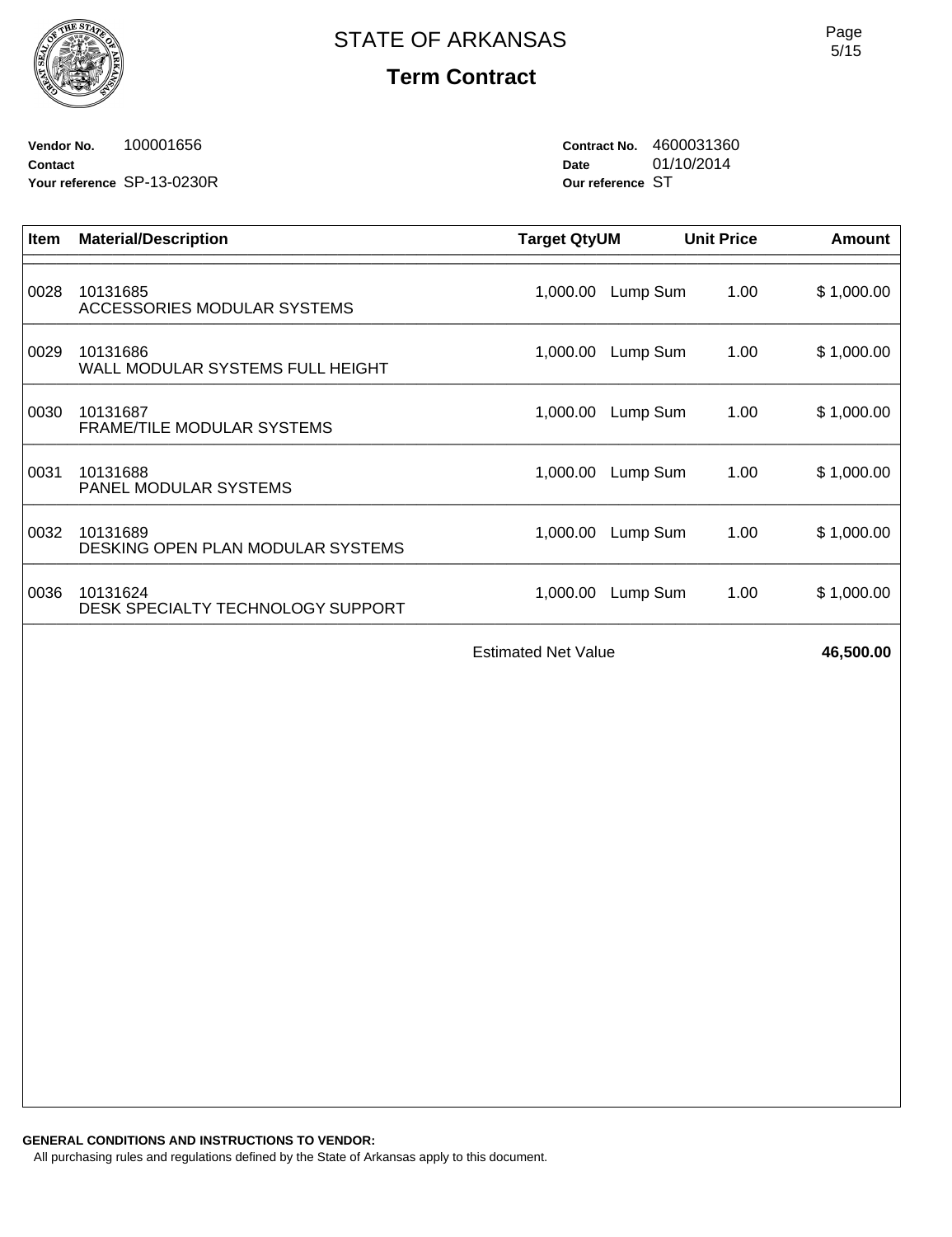# STATE OF ARKANSAS

## Term Contract

**Vendor No.** 100001656
**Contact**
**Your reference** SP-13-0230R

**Contract No.** 4600031360
**Date** 01/10/2014
**Our reference** ST

| Item | Material/Description | Target Qty | UM | Unit Price | Amount |
|---|---|---|---|---|---|
| 0028 | 10131685<br>ACCESSORIES MODULAR SYSTEMS | 1,000.00 | Lump Sum | 1.00 | $ 1,000.00 |
| 0029 | 10131686<br>WALL MODULAR SYSTEMS FULL HEIGHT | 1,000.00 | Lump Sum | 1.00 | $ 1,000.00 |
| 0030 | 10131687<br>FRAME/TILE MODULAR SYSTEMS | 1,000.00 | Lump Sum | 1.00 | $ 1,000.00 |
| 0031 | 10131688<br>PANEL MODULAR SYSTEMS | 1,000.00 | Lump Sum | 1.00 | $ 1,000.00 |
| 0032 | 10131689<br>DESKING OPEN PLAN MODULAR SYSTEMS | 1,000.00 | Lump Sum | 1.00 | $ 1,000.00 |
| 0036 | 10131624<br>DESK SPECIALTY TECHNOLOGY SUPPORT | 1,000.00 | Lump Sum | 1.00 | $ 1,000.00 |
| | | Estimated Net Value | | | **46,500.00** |

**GENERAL CONDITIONS AND INSTRUCTIONS TO VENDOR:**
All purchasing rules and regulations defined by the State of Arkansas apply to this document.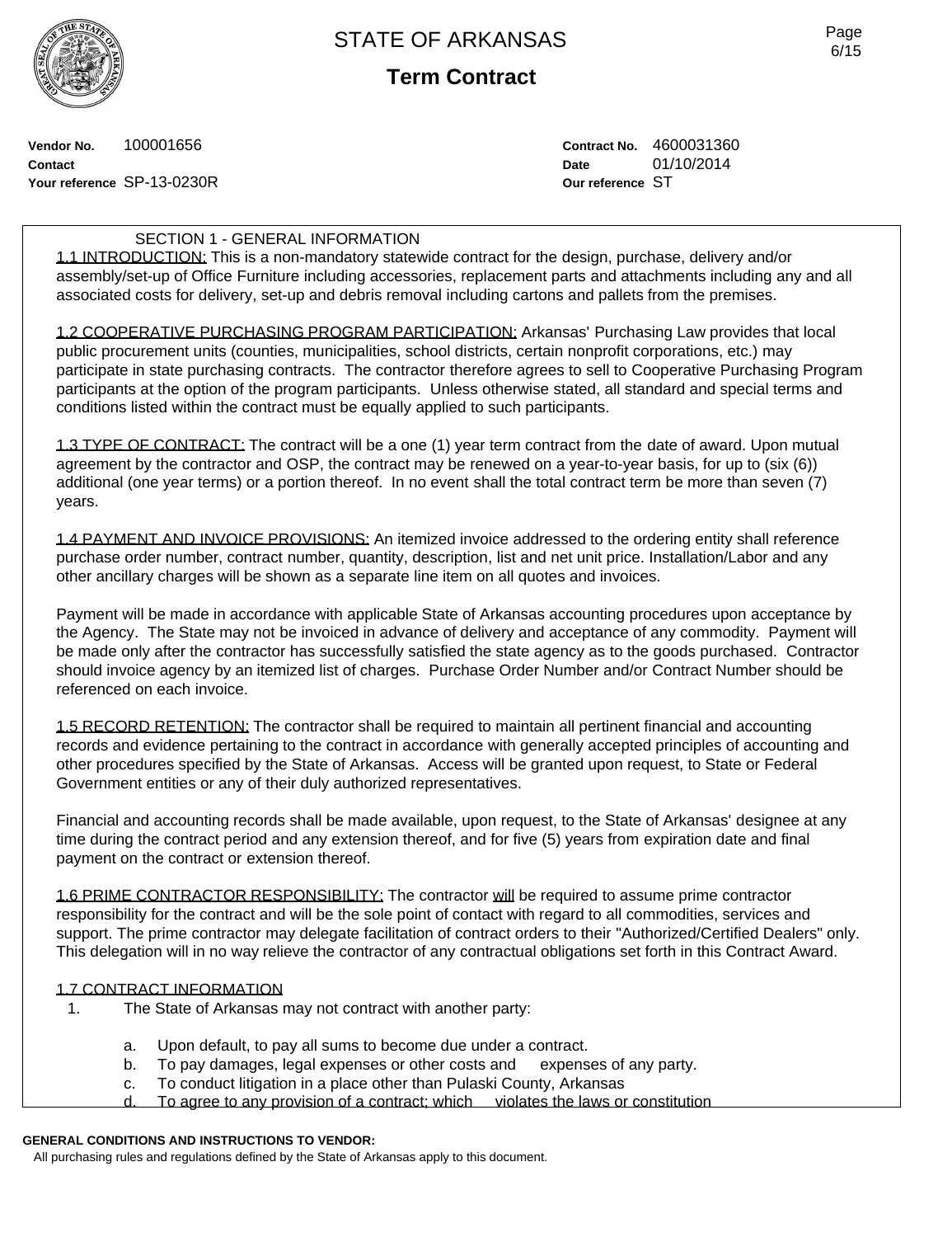# STATE OF ARKANSAS

## Term Contract

**Vendor No.** 100001656
**Contact**
**Your reference** SP-13-0230R

**Contract No.** 4600031360
**Date** 01/10/2014
**Our reference** ST

SECTION 1 - GENERAL INFORMATION

1.1 INTRODUCTION: This is a non-mandatory statewide contract for the design, purchase, delivery and/or assembly/set-up of Office Furniture including accessories, replacement parts and attachments including any and all associated costs for delivery, set-up and debris removal including cartons and pallets from the premises.

1.2 COOPERATIVE PURCHASING PROGRAM PARTICIPATION: Arkansas' Purchasing Law provides that local public procurement units (counties, municipalities, school districts, certain nonprofit corporations, etc.) may participate in state purchasing contracts. The contractor therefore agrees to sell to Cooperative Purchasing Program participants at the option of the program participants. Unless otherwise stated, all standard and special terms and conditions listed within the contract must be equally applied to such participants.

1.3 TYPE OF CONTRACT: The contract will be a one (1) year term contract from the date of award. Upon mutual agreement by the contractor and OSP, the contract may be renewed on a year-to-year basis, for up to (six (6)) additional (one year terms) or a portion thereof. In no event shall the total contract term be more than seven (7) years.

1.4 PAYMENT AND INVOICE PROVISIONS: An itemized invoice addressed to the ordering entity shall reference purchase order number, contract number, quantity, description, list and net unit price. Installation/Labor and any other ancillary charges will be shown as a separate line item on all quotes and invoices.

Payment will be made in accordance with applicable State of Arkansas accounting procedures upon acceptance by the Agency. The State may not be invoiced in advance of delivery and acceptance of any commodity. Payment will be made only after the contractor has successfully satisfied the state agency as to the goods purchased. Contractor should invoice agency by an itemized list of charges. Purchase Order Number and/or Contract Number should be referenced on each invoice.

1.5 RECORD RETENTION: The contractor shall be required to maintain all pertinent financial and accounting records and evidence pertaining to the contract in accordance with generally accepted principles of accounting and other procedures specified by the State of Arkansas. Access will be granted upon request, to State or Federal Government entities or any of their duly authorized representatives.

Financial and accounting records shall be made available, upon request, to the State of Arkansas' designee at any time during the contract period and any extension thereof, and for five (5) years from expiration date and final payment on the contract or extension thereof.

1.6 PRIME CONTRACTOR RESPONSIBILITY: The contractor will be required to assume prime contractor responsibility for the contract and will be the sole point of contact with regard to all commodities, services and support. The prime contractor may delegate facilitation of contract orders to their "Authorized/Certified Dealers" only. This delegation will in no way relieve the contractor of any contractual obligations set forth in this Contract Award.

1.7 CONTRACT INFORMATION

1. The State of Arkansas may not contract with another party:

   a. Upon default, to pay all sums to become due under a contract.
   b. To pay damages, legal expenses or other costs and expenses of any party.
   c. To conduct litigation in a place other than Pulaski County, Arkansas
   d. To agree to any provision of a contract; which violates the laws or constitution

**GENERAL CONDITIONS AND INSTRUCTIONS TO VENDOR:**
All purchasing rules and regulations defined by the State of Arkansas apply to this document.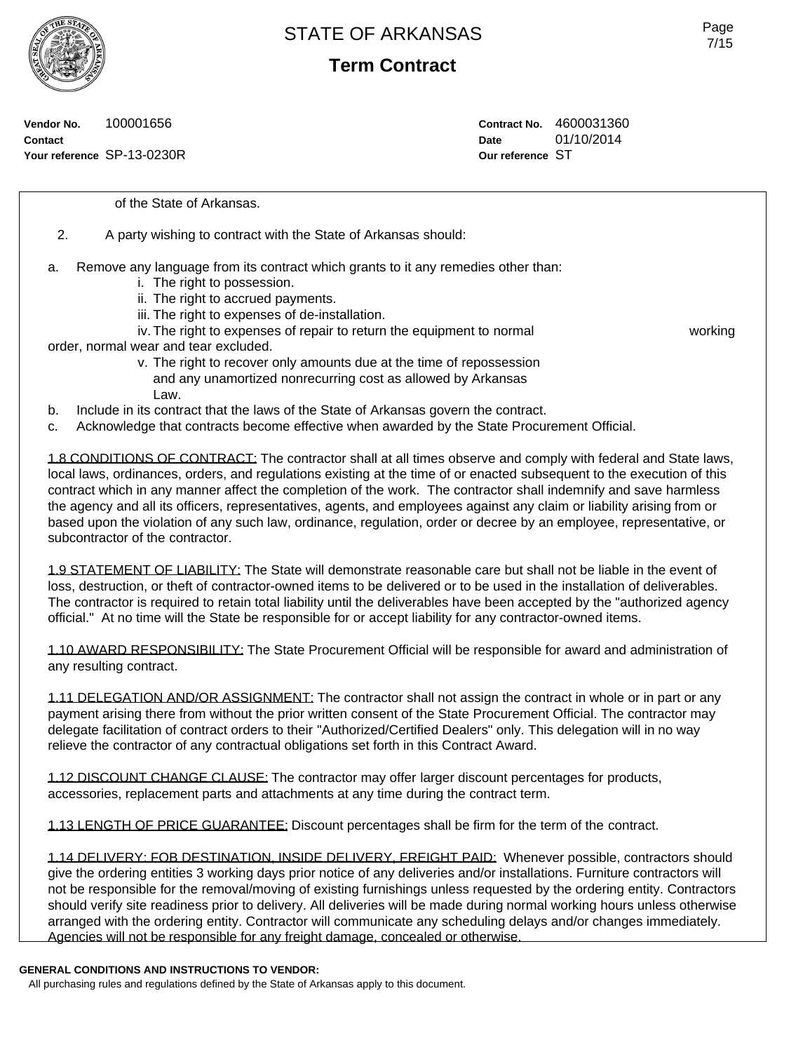of the State of Arkansas.

2. A party wishing to contract with the State of Arkansas should:

a. Remove any language from its contract which grants to it any remedies other than:
   - i. The right to possession.
   - ii. The right to accrued payments.
   - iii. The right to expenses of de-installation.
   - iv. The right to expenses of repair to return the equipment to normal working order, normal wear and tear excluded.
   - v. The right to recover only amounts due at the time of repossession and any unamortized nonrecurring cost as allowed by Arkansas Law.

b. Include in its contract that the laws of the State of Arkansas govern the contract.

c. Acknowledge that contracts become effective when awarded by the State Procurement Official.

1.8 CONDITIONS OF CONTRACT: The contractor shall at all times observe and comply with federal and State laws, local laws, ordinances, orders, and regulations existing at the time of or enacted subsequent to the execution of this contract which in any manner affect the completion of the work. The contractor shall indemnify and save harmless the agency and all its officers, representatives, agents, and employees against any claim or liability arising from or based upon the violation of any such law, ordinance, regulation, order or decree by an employee, representative, or subcontractor of the contractor.

1.9 STATEMENT OF LIABILITY: The State will demonstrate reasonable care but shall not be liable in the event of loss, destruction, or theft of contractor-owned items to be delivered or to be used in the installation of deliverables. The contractor is required to retain total liability until the deliverables have been accepted by the "authorized agency official." At no time will the State be responsible for or accept liability for any contractor-owned items.

1.10 AWARD RESPONSIBILITY: The State Procurement Official will be responsible for award and administration of any resulting contract.

1.11 DELEGATION AND/OR ASSIGNMENT: The contractor shall not assign the contract in whole or in part or any payment arising there from without the prior written consent of the State Procurement Official. The contractor may delegate facilitation of contract orders to their "Authorized/Certified Dealers" only. This delegation will in no way relieve the contractor of any contractual obligations set forth in this Contract Award.

1.12 DISCOUNT CHANGE CLAUSE: The contractor may offer larger discount percentages for products, accessories, replacement parts and attachments at any time during the contract term.

1.13 LENGTH OF PRICE GUARANTEE: Discount percentages shall be firm for the term of the contract.

1.14 DELIVERY: FOB DESTINATION, INSIDE DELIVERY, FREIGHT PAID: Whenever possible, contractors should give the ordering entities 3 working days prior notice of any deliveries and/or installations. Furniture contractors will not be responsible for the removal/moving of existing furnishings unless requested by the ordering entity. Contractors should verify site readiness prior to delivery. All deliveries will be made during normal working hours unless otherwise arranged with the ordering entity. Contractor will communicate any scheduling delays and/or changes immediately. Agencies will not be responsible for any freight damage, concealed or otherwise.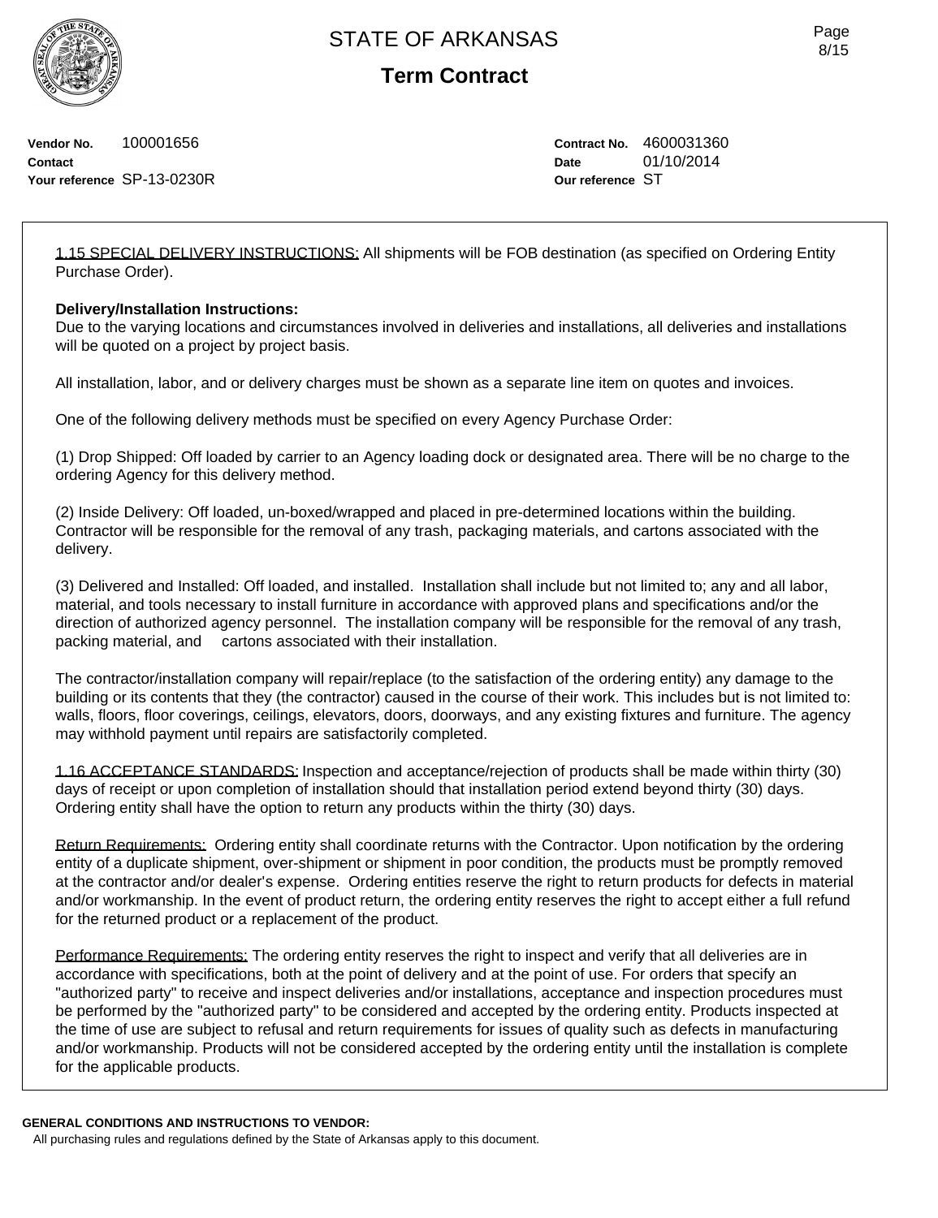# STATE OF ARKANSAS

## Term Contract

**Vendor No.** 100001656
**Contact**
**Your reference** SP-13-0230R

**Contract No.** 4600031360
**Date** 01/10/2014
**Our reference** ST

1.15 SPECIAL DELIVERY INSTRUCTIONS: All shipments will be FOB destination (as specified on Ordering Entity Purchase Order).

**Delivery/Installation Instructions:**
Due to the varying locations and circumstances involved in deliveries and installations, all deliveries and installations will be quoted on a project by project basis.

All installation, labor, and or delivery charges must be shown as a separate line item on quotes and invoices.

One of the following delivery methods must be specified on every Agency Purchase Order:

(1) Drop Shipped: Off loaded by carrier to an Agency loading dock or designated area. There will be no charge to the ordering Agency for this delivery method.

(2) Inside Delivery: Off loaded, un-boxed/wrapped and placed in pre-determined locations within the building. Contractor will be responsible for the removal of any trash, packaging materials, and cartons associated with the delivery.

(3) Delivered and Installed: Off loaded, and installed. Installation shall include but not limited to; any and all labor, material, and tools necessary to install furniture in accordance with approved plans and specifications and/or the direction of authorized agency personnel. The installation company will be responsible for the removal of any trash, packing material, and cartons associated with their installation.

The contractor/installation company will repair/replace (to the satisfaction of the ordering entity) any damage to the building or its contents that they (the contractor) caused in the course of their work. This includes but is not limited to: walls, floors, floor coverings, ceilings, elevators, doors, doorways, and any existing fixtures and furniture. The agency may withhold payment until repairs are satisfactorily completed.

1.16 ACCEPTANCE STANDARDS: Inspection and acceptance/rejection of products shall be made within thirty (30) days of receipt or upon completion of installation should that installation period extend beyond thirty (30) days. Ordering entity shall have the option to return any products within the thirty (30) days.

Return Requirements: Ordering entity shall coordinate returns with the Contractor. Upon notification by the ordering entity of a duplicate shipment, over-shipment or shipment in poor condition, the products must be promptly removed at the contractor and/or dealer's expense. Ordering entities reserve the right to return products for defects in material and/or workmanship. In the event of product return, the ordering entity reserves the right to accept either a full refund for the returned product or a replacement of the product.

Performance Requirements: The ordering entity reserves the right to inspect and verify that all deliveries are in accordance with specifications, both at the point of delivery and at the point of use. For orders that specify an "authorized party" to receive and inspect deliveries and/or installations, acceptance and inspection procedures must be performed by the "authorized party" to be considered and accepted by the ordering entity. Products inspected at the time of use are subject to refusal and return requirements for issues of quality such as defects in manufacturing and/or workmanship. Products will not be considered accepted by the ordering entity until the installation is complete for the applicable products.

**GENERAL CONDITIONS AND INSTRUCTIONS TO VENDOR:**
All purchasing rules and regulations defined by the State of Arkansas apply to this document.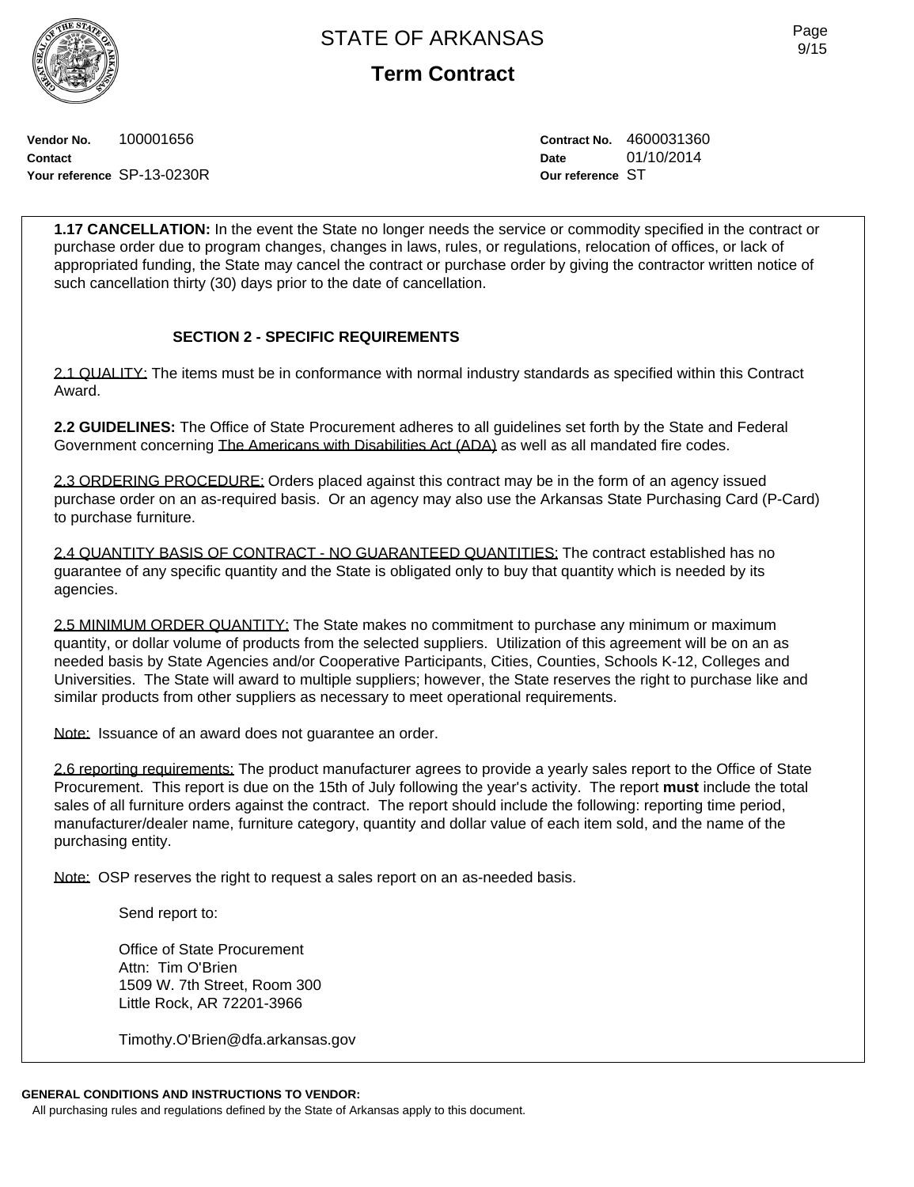# STATE OF ARKANSAS

## Term Contract

**Vendor No.** 100001656
**Contact**
**Your reference** SP-13-0230R

**Contract No.** 4600031360
**Date** 01/10/2014
**Our reference** ST

**1.17 CANCELLATION:** In the event the State no longer needs the service or commodity specified in the contract or purchase order due to program changes, changes in laws, rules, or regulations, relocation of offices, or lack of appropriated funding, the State may cancel the contract or purchase order by giving the contractor written notice of such cancellation thirty (30) days prior to the date of cancellation.

### SECTION 2 - SPECIFIC REQUIREMENTS

2.1 QUALITY: The items must be in conformance with normal industry standards as specified within this Contract Award.

**2.2 GUIDELINES:** The Office of State Procurement adheres to all guidelines set forth by the State and Federal Government concerning The Americans with Disabilities Act (ADA) as well as all mandated fire codes.

2.3 ORDERING PROCEDURE: Orders placed against this contract may be in the form of an agency issued purchase order on an as-required basis. Or an agency may also use the Arkansas State Purchasing Card (P-Card) to purchase furniture.

2.4 QUANTITY BASIS OF CONTRACT - NO GUARANTEED QUANTITIES: The contract established has no guarantee of any specific quantity and the State is obligated only to buy that quantity which is needed by its agencies.

2.5 MINIMUM ORDER QUANTITY: The State makes no commitment to purchase any minimum or maximum quantity, or dollar volume of products from the selected suppliers. Utilization of this agreement will be on an as needed basis by State Agencies and/or Cooperative Participants, Cities, Counties, Schools K-12, Colleges and Universities. The State will award to multiple suppliers; however, the State reserves the right to purchase like and similar products from other suppliers as necessary to meet operational requirements.

Note: Issuance of an award does not guarantee an order.

2.6 reporting requirements: The product manufacturer agrees to provide a yearly sales report to the Office of State Procurement. This report is due on the 15th of July following the year's activity. The report **must** include the total sales of all furniture orders against the contract. The report should include the following: reporting time period, manufacturer/dealer name, furniture category, quantity and dollar value of each item sold, and the name of the purchasing entity.

Note: OSP reserves the right to request a sales report on an as-needed basis.

Send report to:

Office of State Procurement
Attn: Tim O'Brien
1509 W. 7th Street, Room 300
Little Rock, AR 72201-3966

Timothy.O'Brien@dfa.arkansas.gov

**GENERAL CONDITIONS AND INSTRUCTIONS TO VENDOR:**
All purchasing rules and regulations defined by the State of Arkansas apply to this document.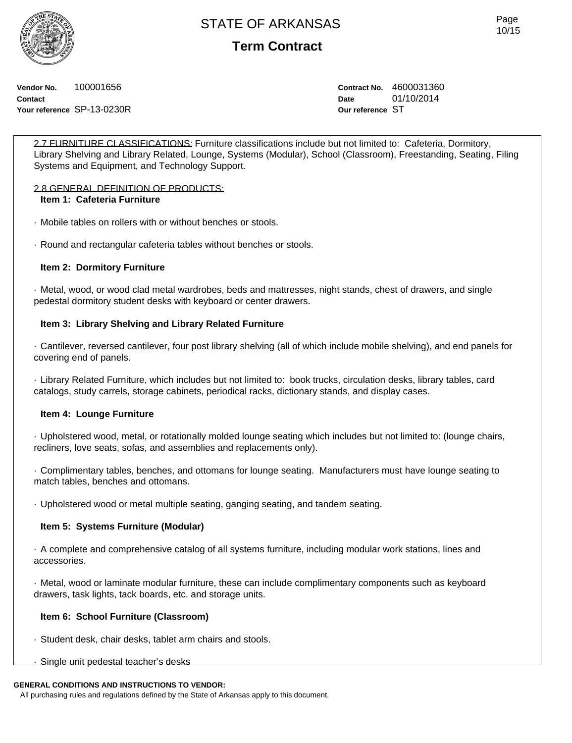**Vendor No.** 100001656
**Contact**
**Your reference** SP-13-0230R

**Contract No.** 4600031360
**Date** 01/10/2014
**Our reference** ST

2.7 FURNITURE CLASSIFICATIONS: Furniture classifications include but not limited to: Cafeteria, Dormitory, Library Shelving and Library Related, Lounge, Systems (Modular), School (Classroom), Freestanding, Seating, Filing Systems and Equipment, and Technology Support.

2.8 GENERAL DEFINITION OF PRODUCTS:

**Item 1: Cafeteria Furniture**

· Mobile tables on rollers with or without benches or stools.

· Round and rectangular cafeteria tables without benches or stools.

**Item 2: Dormitory Furniture**

· Metal, wood, or wood clad metal wardrobes, beds and mattresses, night stands, chest of drawers, and single pedestal dormitory student desks with keyboard or center drawers.

**Item 3: Library Shelving and Library Related Furniture**

· Cantilever, reversed cantilever, four post library shelving (all of which include mobile shelving), and end panels for covering end of panels.

· Library Related Furniture, which includes but not limited to: book trucks, circulation desks, library tables, card catalogs, study carrels, storage cabinets, periodical racks, dictionary stands, and display cases.

**Item 4: Lounge Furniture**

· Upholstered wood, metal, or rotationally molded lounge seating which includes but not limited to: (lounge chairs, recliners, love seats, sofas, and assemblies and replacements only).

· Complimentary tables, benches, and ottomans for lounge seating. Manufacturers must have lounge seating to match tables, benches and ottomans.

· Upholstered wood or metal multiple seating, ganging seating, and tandem seating.

**Item 5: Systems Furniture (Modular)**

· A complete and comprehensive catalog of all systems furniture, including modular work stations, lines and accessories.

· Metal, wood or laminate modular furniture, these can include complimentary components such as keyboard drawers, task lights, tack boards, etc. and storage units.

**Item 6: School Furniture (Classroom)**

· Student desk, chair desks, tablet arm chairs and stools.

· Single unit pedestal teacher's desks

**GENERAL CONDITIONS AND INSTRUCTIONS TO VENDOR:**

All purchasing rules and regulations defined by the State of Arkansas apply to this document.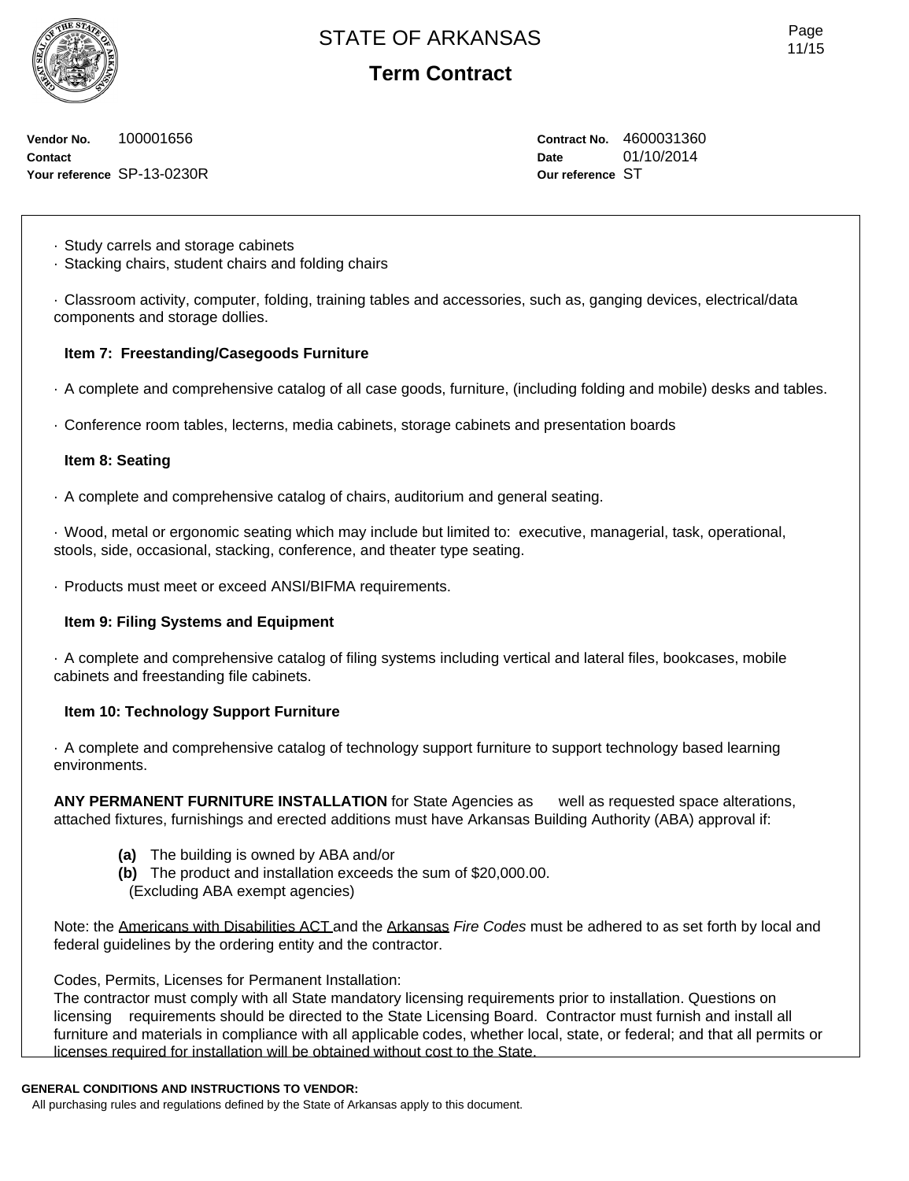- Study carrels and storage cabinets
- Stacking chairs, student chairs and folding chairs

- Classroom activity, computer, folding, training tables and accessories, such as, ganging devices, electrical/data components and storage dollies.

**Item 7: Freestanding/Casegoods Furniture**

- A complete and comprehensive catalog of all case goods, furniture, (including folding and mobile) desks and tables.

- Conference room tables, lecterns, media cabinets, storage cabinets and presentation boards

**Item 8: Seating**

- A complete and comprehensive catalog of chairs, auditorium and general seating.

- Wood, metal or ergonomic seating which may include but limited to: executive, managerial, task, operational, stools, side, occasional, stacking, conference, and theater type seating.

- Products must meet or exceed ANSI/BIFMA requirements.

**Item 9: Filing Systems and Equipment**

- A complete and comprehensive catalog of filing systems including vertical and lateral files, bookcases, mobile cabinets and freestanding file cabinets.

**Item 10: Technology Support Furniture**

- A complete and comprehensive catalog of technology support furniture to support technology based learning environments.

**ANY PERMANENT FURNITURE INSTALLATION** for State Agencies as well as requested space alterations, attached fixtures, furnishings and erected additions must have Arkansas Building Authority (ABA) approval if:

**(a)** The building is owned by ABA and/or
**(b)** The product and installation exceeds the sum of $20,000.00.
(Excluding ABA exempt agencies)

Note: the Americans with Disabilities ACT and the Arkansas *Fire Codes* must be adhered to as set forth by local and federal guidelines by the ordering entity and the contractor.

Codes, Permits, Licenses for Permanent Installation:
The contractor must comply with all State mandatory licensing requirements prior to installation. Questions on licensing requirements should be directed to the State Licensing Board. Contractor must furnish and install all furniture and materials in compliance with all applicable codes, whether local, state, or federal; and that all permits or licenses required for installation will be obtained without cost to the State.

**GENERAL CONDITIONS AND INSTRUCTIONS TO VENDOR:**
All purchasing rules and regulations defined by the State of Arkansas apply to this document.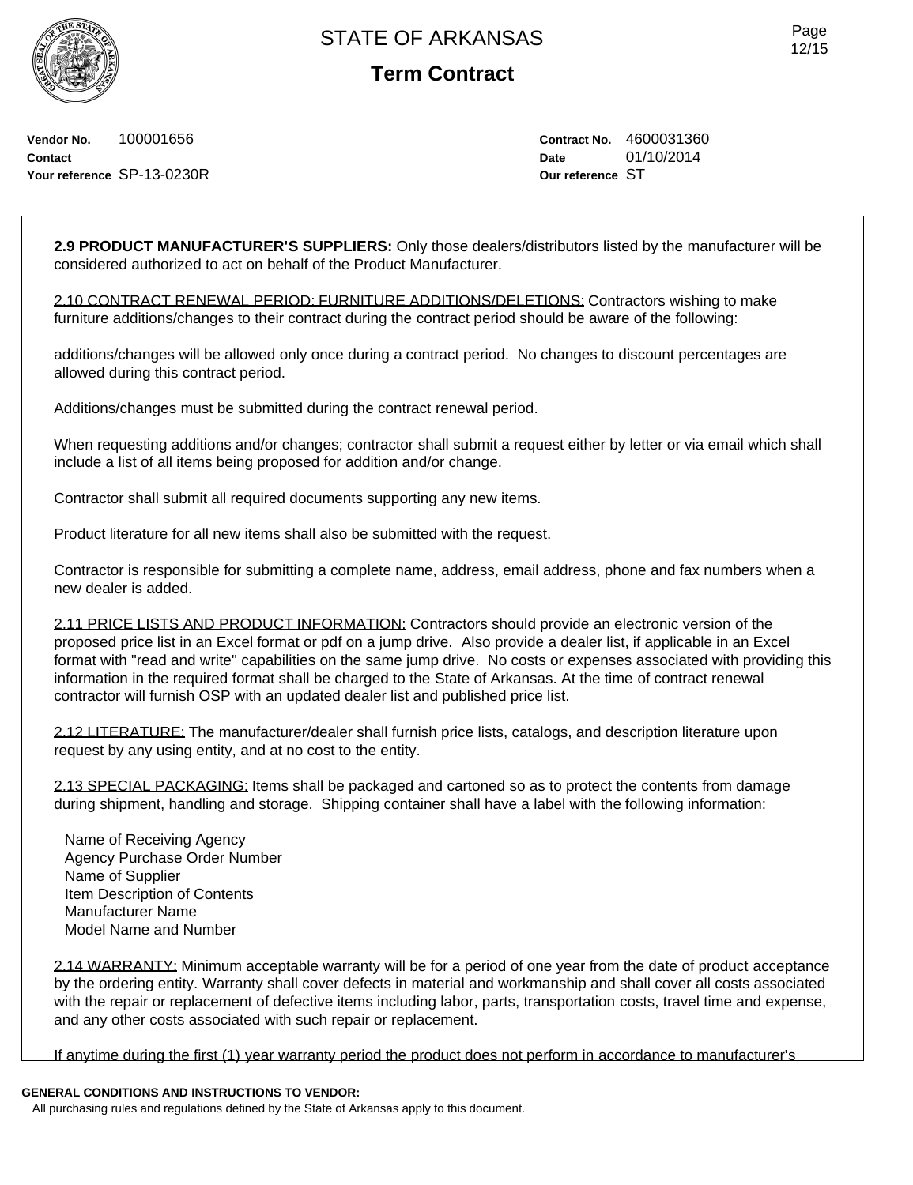# STATE OF ARKANSAS

## Term Contract

**Vendor No.** 100001656
**Contact**
**Your reference** SP-13-0230R

**Contract No.** 4600031360
**Date** 01/10/2014
**Our reference** ST

**2.9 PRODUCT MANUFACTURER'S SUPPLIERS:** Only those dealers/distributors listed by the manufacturer will be considered authorized to act on behalf of the Product Manufacturer.

<u>2.10 CONTRACT RENEWAL PERIOD: FURNITURE ADDITIONS/DELETIONS:</u> Contractors wishing to make furniture additions/changes to their contract during the contract period should be aware of the following:

additions/changes will be allowed only once during a contract period. No changes to discount percentages are allowed during this contract period.

Additions/changes must be submitted during the contract renewal period.

When requesting additions and/or changes; contractor shall submit a request either by letter or via email which shall include a list of all items being proposed for addition and/or change.

Contractor shall submit all required documents supporting any new items.

Product literature for all new items shall also be submitted with the request.

Contractor is responsible for submitting a complete name, address, email address, phone and fax numbers when a new dealer is added.

<u>2.11 PRICE LISTS AND PRODUCT INFORMATION:</u> Contractors should provide an electronic version of the proposed price list in an Excel format or pdf on a jump drive. Also provide a dealer list, if applicable in an Excel format with "read and write" capabilities on the same jump drive. No costs or expenses associated with providing this information in the required format shall be charged to the State of Arkansas. At the time of contract renewal contractor will furnish OSP with an updated dealer list and published price list.

<u>2.12 LITERATURE:</u> The manufacturer/dealer shall furnish price lists, catalogs, and description literature upon request by any using entity, and at no cost to the entity.

<u>2.13 SPECIAL PACKAGING:</u> Items shall be packaged and cartoned so as to protect the contents from damage during shipment, handling and storage. Shipping container shall have a label with the following information:

Name of Receiving Agency
Agency Purchase Order Number
Name of Supplier
Item Description of Contents
Manufacturer Name
Model Name and Number

<u>2.14 WARRANTY:</u> Minimum acceptable warranty will be for a period of one year from the date of product acceptance by the ordering entity. Warranty shall cover defects in material and workmanship and shall cover all costs associated with the repair or replacement of defective items including labor, parts, transportation costs, travel time and expense, and any other costs associated with such repair or replacement.

<u>If anytime during the first (1) year warranty period the product does not perform in accordance to manufacturer's</u>

**GENERAL CONDITIONS AND INSTRUCTIONS TO VENDOR:**
All purchasing rules and regulations defined by the State of Arkansas apply to this document.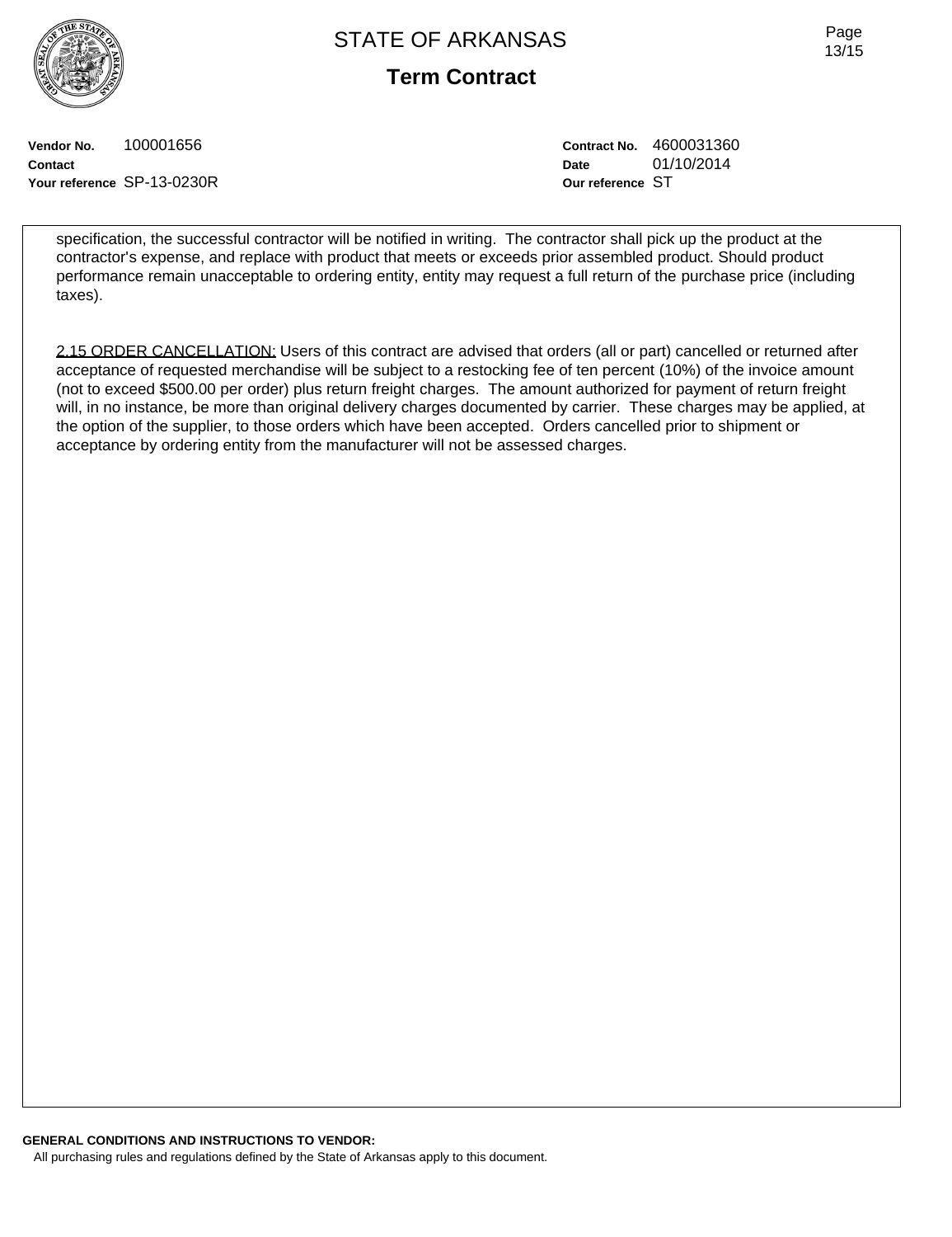**Vendor No.** 100001656
**Contact**
**Your reference** SP-13-0230R

**Contract No.** 4600031360
**Date** 01/10/2014
**Our reference** ST

specification, the successful contractor will be notified in writing. The contractor shall pick up the product at the contractor's expense, and replace with product that meets or exceeds prior assembled product. Should product performance remain unacceptable to ordering entity, entity may request a full return of the purchase price (including taxes).

2.15 ORDER CANCELLATION: Users of this contract are advised that orders (all or part) cancelled or returned after acceptance of requested merchandise will be subject to a restocking fee of ten percent (10%) of the invoice amount (not to exceed $500.00 per order) plus return freight charges. The amount authorized for payment of return freight will, in no instance, be more than original delivery charges documented by carrier. These charges may be applied, at the option of the supplier, to those orders which have been accepted. Orders cancelled prior to shipment or acceptance by ordering entity from the manufacturer will not be assessed charges.

**GENERAL CONDITIONS AND INSTRUCTIONS TO VENDOR:**
All purchasing rules and regulations defined by the State of Arkansas apply to this document.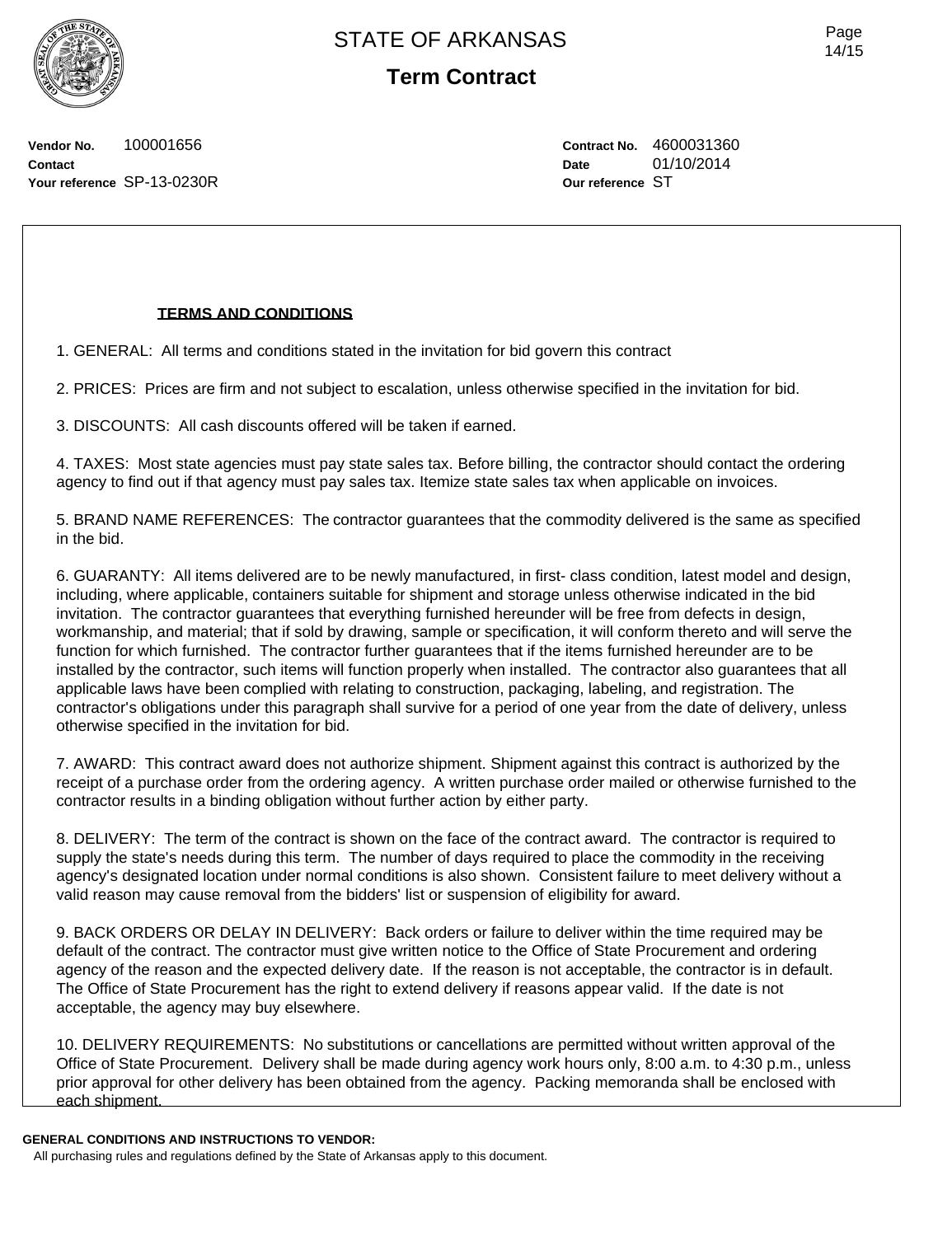# STATE OF ARKANSAS

## Term Contract

**Vendor No.** 100001656
**Contact**
**Your reference** SP-13-0230R

**Contract No.** 4600031360
**Date** 01/10/2014
**Our reference** ST

**TERMS AND CONDITIONS**

1. GENERAL: All terms and conditions stated in the invitation for bid govern this contract

2. PRICES: Prices are firm and not subject to escalation, unless otherwise specified in the invitation for bid.

3. DISCOUNTS: All cash discounts offered will be taken if earned.

4. TAXES: Most state agencies must pay state sales tax. Before billing, the contractor should contact the ordering agency to find out if that agency must pay sales tax. Itemize state sales tax when applicable on invoices.

5. BRAND NAME REFERENCES: The contractor guarantees that the commodity delivered is the same as specified in the bid.

6. GUARANTY: All items delivered are to be newly manufactured, in first- class condition, latest model and design, including, where applicable, containers suitable for shipment and storage unless otherwise indicated in the bid invitation. The contractor guarantees that everything furnished hereunder will be free from defects in design, workmanship, and material; that if sold by drawing, sample or specification, it will conform thereto and will serve the function for which furnished. The contractor further guarantees that if the items furnished hereunder are to be installed by the contractor, such items will function properly when installed. The contractor also guarantees that all applicable laws have been complied with relating to construction, packaging, labeling, and registration. The contractor's obligations under this paragraph shall survive for a period of one year from the date of delivery, unless otherwise specified in the invitation for bid.

7. AWARD: This contract award does not authorize shipment. Shipment against this contract is authorized by the receipt of a purchase order from the ordering agency. A written purchase order mailed or otherwise furnished to the contractor results in a binding obligation without further action by either party.

8. DELIVERY: The term of the contract is shown on the face of the contract award. The contractor is required to supply the state's needs during this term. The number of days required to place the commodity in the receiving agency's designated location under normal conditions is also shown. Consistent failure to meet delivery without a valid reason may cause removal from the bidders' list or suspension of eligibility for award.

9. BACK ORDERS OR DELAY IN DELIVERY: Back orders or failure to deliver within the time required may be default of the contract. The contractor must give written notice to the Office of State Procurement and ordering agency of the reason and the expected delivery date. If the reason is not acceptable, the contractor is in default. The Office of State Procurement has the right to extend delivery if reasons appear valid. If the date is not acceptable, the agency may buy elsewhere.

10. DELIVERY REQUIREMENTS: No substitutions or cancellations are permitted without written approval of the Office of State Procurement. Delivery shall be made during agency work hours only, 8:00 a.m. to 4:30 p.m., unless prior approval for other delivery has been obtained from the agency. Packing memoranda shall be enclosed with each shipment.

**GENERAL CONDITIONS AND INSTRUCTIONS TO VENDOR:**

All purchasing rules and regulations defined by the State of Arkansas apply to this document.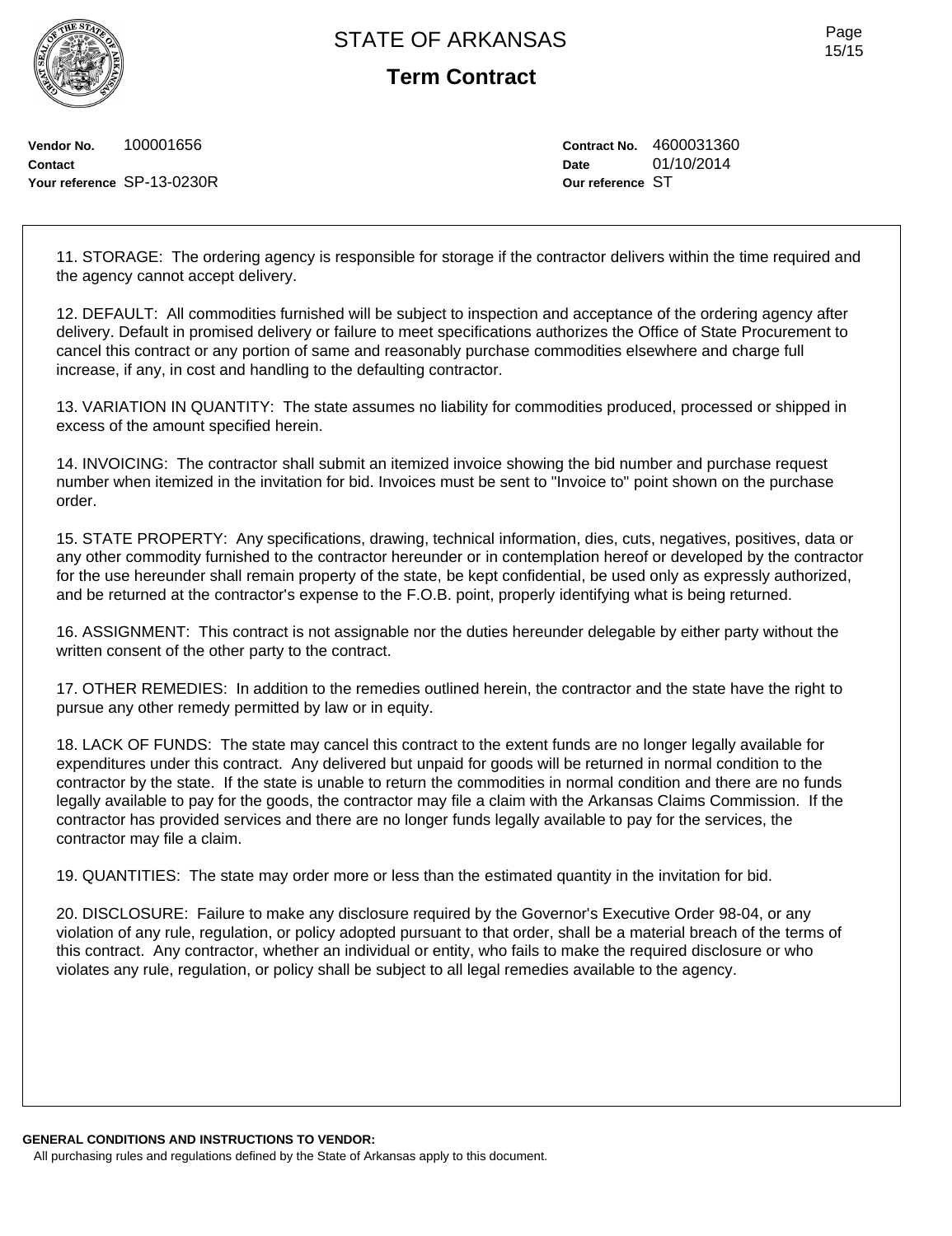**Vendor No.** 100001656
**Contact**
**Your reference** SP-13-0230R

**Contract No.** 4600031360
**Date** 01/10/2014
**Our reference** ST

11. STORAGE: The ordering agency is responsible for storage if the contractor delivers within the time required and the agency cannot accept delivery.

12. DEFAULT: All commodities furnished will be subject to inspection and acceptance of the ordering agency after delivery. Default in promised delivery or failure to meet specifications authorizes the Office of State Procurement to cancel this contract or any portion of same and reasonably purchase commodities elsewhere and charge full increase, if any, in cost and handling to the defaulting contractor.

13. VARIATION IN QUANTITY: The state assumes no liability for commodities produced, processed or shipped in excess of the amount specified herein.

14. INVOICING: The contractor shall submit an itemized invoice showing the bid number and purchase request number when itemized in the invitation for bid. Invoices must be sent to "Invoice to" point shown on the purchase order.

15. STATE PROPERTY: Any specifications, drawing, technical information, dies, cuts, negatives, positives, data or any other commodity furnished to the contractor hereunder or in contemplation hereof or developed by the contractor for the use hereunder shall remain property of the state, be kept confidential, be used only as expressly authorized, and be returned at the contractor's expense to the F.O.B. point, properly identifying what is being returned.

16. ASSIGNMENT: This contract is not assignable nor the duties hereunder delegable by either party without the written consent of the other party to the contract.

17. OTHER REMEDIES: In addition to the remedies outlined herein, the contractor and the state have the right to pursue any other remedy permitted by law or in equity.

18. LACK OF FUNDS: The state may cancel this contract to the extent funds are no longer legally available for expenditures under this contract. Any delivered but unpaid for goods will be returned in normal condition to the contractor by the state. If the state is unable to return the commodities in normal condition and there are no funds legally available to pay for the goods, the contractor may file a claim with the Arkansas Claims Commission. If the contractor has provided services and there are no longer funds legally available to pay for the services, the contractor may file a claim.

19. QUANTITIES: The state may order more or less than the estimated quantity in the invitation for bid.

20. DISCLOSURE: Failure to make any disclosure required by the Governor's Executive Order 98-04, or any violation of any rule, regulation, or policy adopted pursuant to that order, shall be a material breach of the terms of this contract. Any contractor, whether an individual or entity, who fails to make the required disclosure or who violates any rule, regulation, or policy shall be subject to all legal remedies available to the agency.

**GENERAL CONDITIONS AND INSTRUCTIONS TO VENDOR:**
All purchasing rules and regulations defined by the State of Arkansas apply to this document.